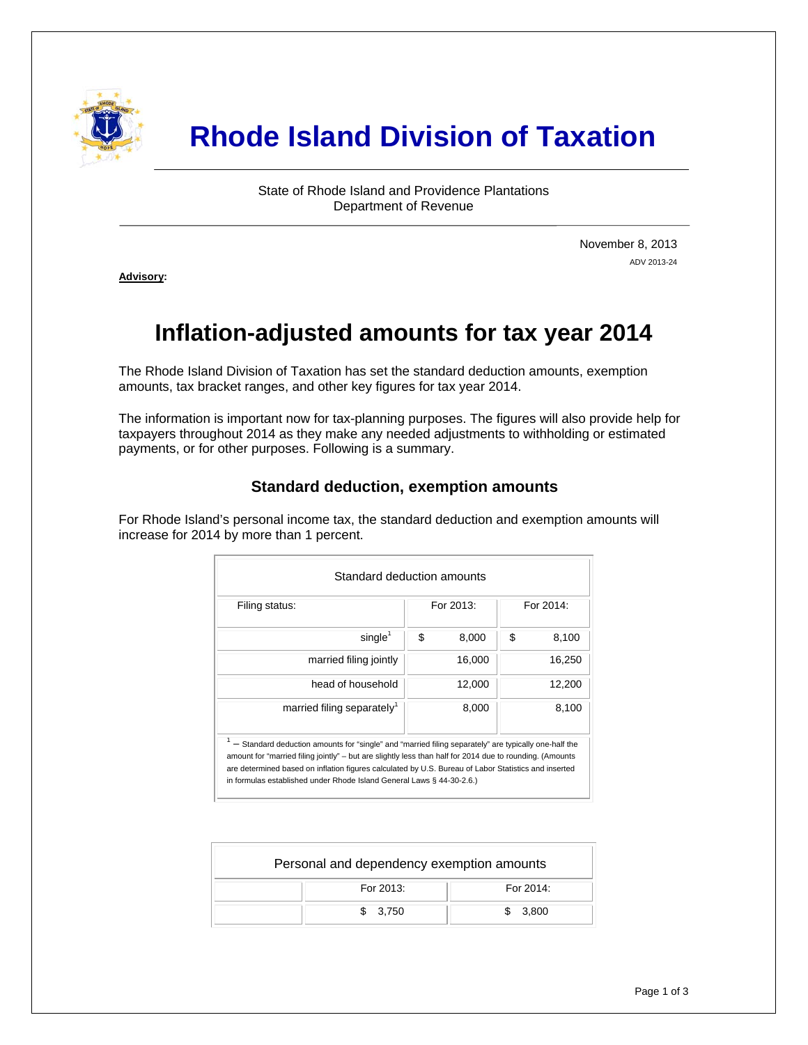# Rhode Island Division of Taxation

State of Rhode Island and Providence Plantations
Department of Revenue

November 8, 2013
ADV 2013-24

**Advisory:**

## Inflation-adjusted amounts for tax year 2014

The Rhode Island Division of Taxation has set the standard deduction amounts, exemption amounts, tax bracket ranges, and other key figures for tax year 2014.

The information is important now for tax-planning purposes. The figures will also provide help for taxpayers throughout 2014 as they make any needed adjustments to withholding or estimated payments, or for other purposes. Following is a summary.

### Standard deduction, exemption amounts

For Rhode Island's personal income tax, the standard deduction and exemption amounts will increase for 2014 by more than 1 percent.

| Standard deduction amounts | | |
|---|---|---|
| Filing status: | For 2013: | For 2014: |
| single[1] | $ 8,000 | $ 8,100 |
| married filing jointly | 16,000 | 16,250 |
| head of household | 12,000 | 12,200 |
| married filing separately[1] | 8,000 | 8,100 |

[1] – Standard deduction amounts for "single" and "married filing separately" are typically one-half the amount for "married filing jointly" – but are slightly less than half for 2014 due to rounding. (Amounts are determined based on inflation figures calculated by U.S. Bureau of Labor Statistics and inserted in formulas established under Rhode Island General Laws § 44-30-2.6.)

| Personal and dependency exemption amounts | | |
|---|---|---|
| | For 2013: | For 2014: |
| | $ 3,750 | $ 3,800 |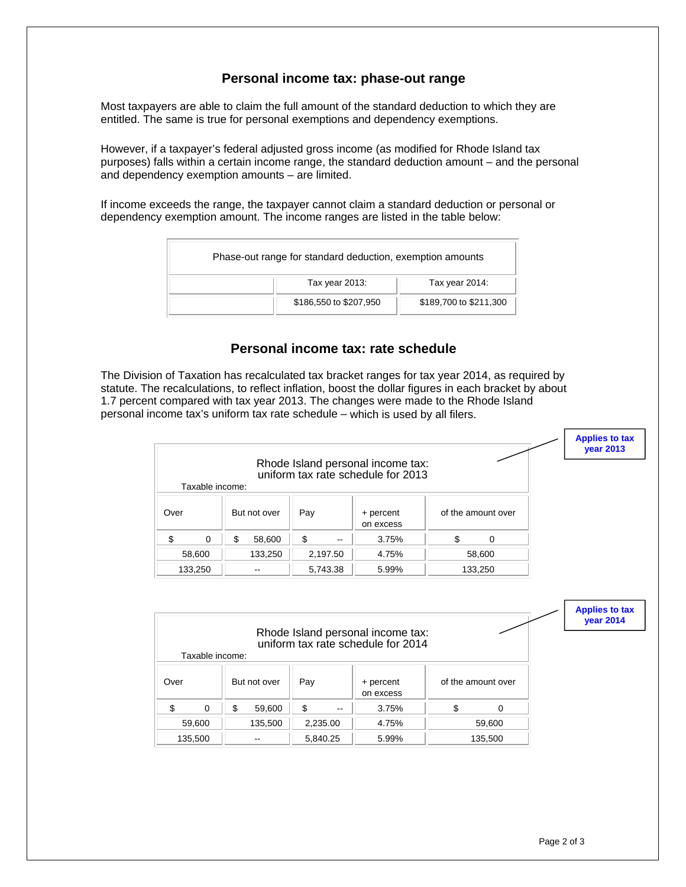## Personal income tax: phase-out range

Most taxpayers are able to claim the full amount of the standard deduction to which they are entitled. The same is true for personal exemptions and dependency exemptions.

However, if a taxpayer's federal adjusted gross income (as modified for Rhode Island tax purposes) falls within a certain income range, the standard deduction amount – and the personal and dependency exemption amounts – are limited.

If income exceeds the range, the taxpayer cannot claim a standard deduction or personal or dependency exemption amount. The income ranges are listed in the table below:

| Phase-out range for standard deduction, exemption amounts | | |
|---|---|---|
| | Tax year 2013: | Tax year 2014: |
| | $186,550 to $207,950 | $189,700 to $211,300 |

## Personal income tax: rate schedule

The Division of Taxation has recalculated tax bracket ranges for tax year 2014, as required by statute. The recalculations, to reflect inflation, boost the dollar figures in each bracket by about 1.7 percent compared with tax year 2013. The changes were made to the Rhode Island personal income tax's uniform tax rate schedule – which is used by all filers.

**Applies to tax year 2013**

Rhode Island personal income tax: uniform tax rate schedule for 2013

Taxable income:

| Over | But not over | Pay | + percent on excess | of the amount over |
|---|---|---|---|---|
| $ 0 | $ 58,600 | $ -- | 3.75% | $ 0 |
| 58,600 | 133,250 | 2,197.50 | 4.75% | 58,600 |
| 133,250 | -- | 5,743.38 | 5.99% | 133,250 |

**Applies to tax year 2014**

Rhode Island personal income tax: uniform tax rate schedule for 2014

Taxable income:

| Over | But not over | Pay | + percent on excess | of the amount over |
|---|---|---|---|---|
| $ 0 | $ 59,600 | $ -- | 3.75% | $ 0 |
| 59,600 | 135,500 | 2,235.00 | 4.75% | 59,600 |
| 135,500 | -- | 5,840.25 | 5.99% | 135,500 |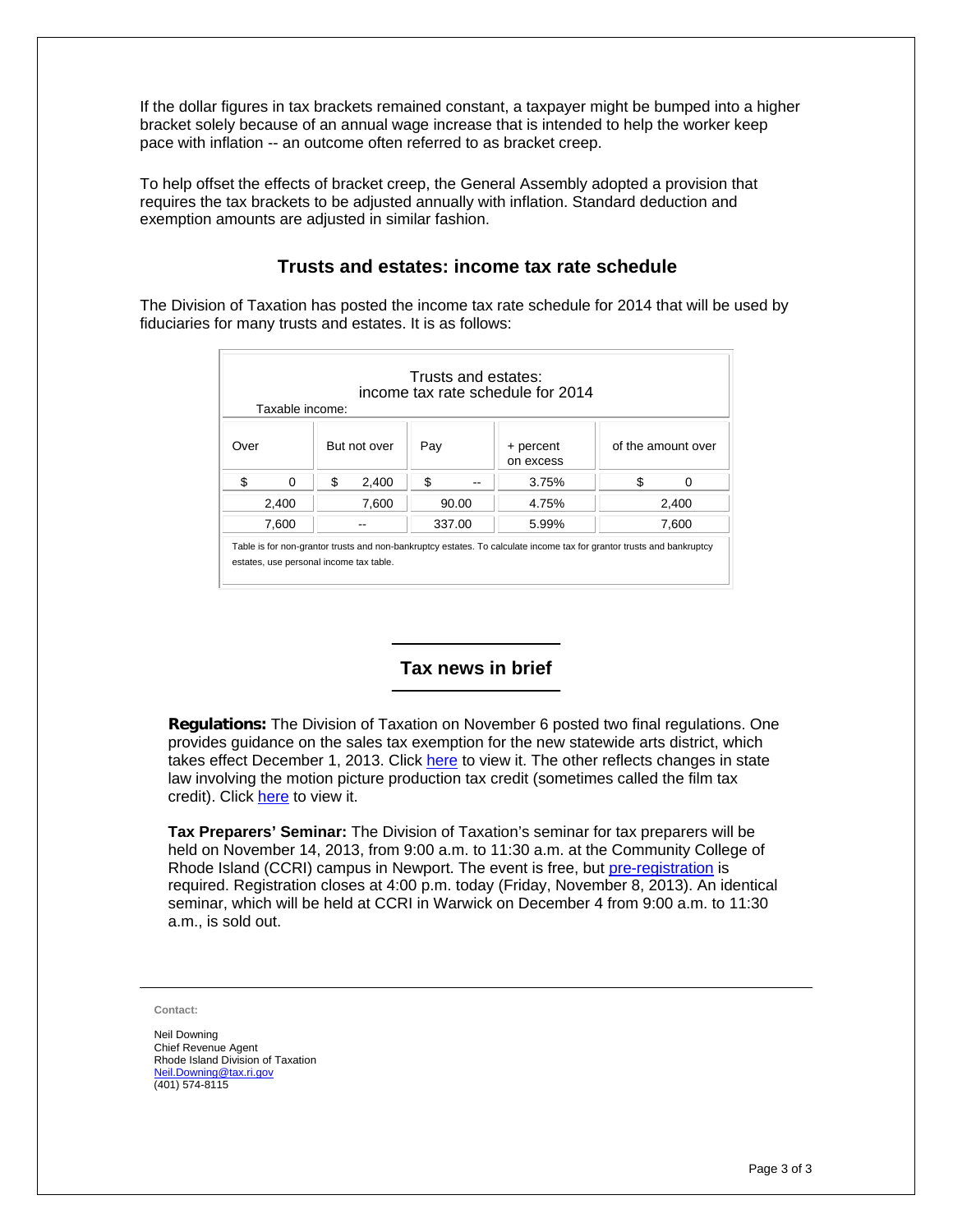If the dollar figures in tax brackets remained constant, a taxpayer might be bumped into a higher bracket solely because of an annual wage increase that is intended to help the worker keep pace with inflation -- an outcome often referred to as bracket creep.

To help offset the effects of bracket creep, the General Assembly adopted a provision that requires the tax brackets to be adjusted annually with inflation. Standard deduction and exemption amounts are adjusted in similar fashion.

## Trusts and estates: income tax rate schedule

The Division of Taxation has posted the income tax rate schedule for 2014 that will be used by fiduciaries for many trusts and estates. It is as follows:

Trusts and estates:
income tax rate schedule for 2014

Taxable income:

| Over | But not over | Pay | + percent on excess | of the amount over |
|---|---|---|---|---|
| $ 0 | $ 2,400 | $ -- | 3.75% | $ 0 |
| 2,400 | 7,600 | 90.00 | 4.75% | 2,400 |
| 7,600 | -- | 337.00 | 5.99% | 7,600 |

Table is for non-grantor trusts and non-bankruptcy estates. To calculate income tax for grantor trusts and bankruptcy estates, use personal income tax table.

## Tax news in brief

**Regulations:** The Division of Taxation on November 6 posted two final regulations. One provides guidance on the sales tax exemption for the new statewide arts district, which takes effect December 1, 2013. Click here to view it. The other reflects changes in state law involving the motion picture production tax credit (sometimes called the film tax credit). Click here to view it.

**Tax Preparers' Seminar:** The Division of Taxation's seminar for tax preparers will be held on November 14, 2013, from 9:00 a.m. to 11:30 a.m. at the Community College of Rhode Island (CCRI) campus in Newport. The event is free, but pre-registration is required. Registration closes at 4:00 p.m. today (Friday, November 8, 2013). An identical seminar, which will be held at CCRI in Warwick on December 4 from 9:00 a.m. to 11:30 a.m., is sold out.

---

**Contact:**

Neil Downing
Chief Revenue Agent
Rhode Island Division of Taxation
Neil.Downing@tax.ri.gov
(401) 574-8115